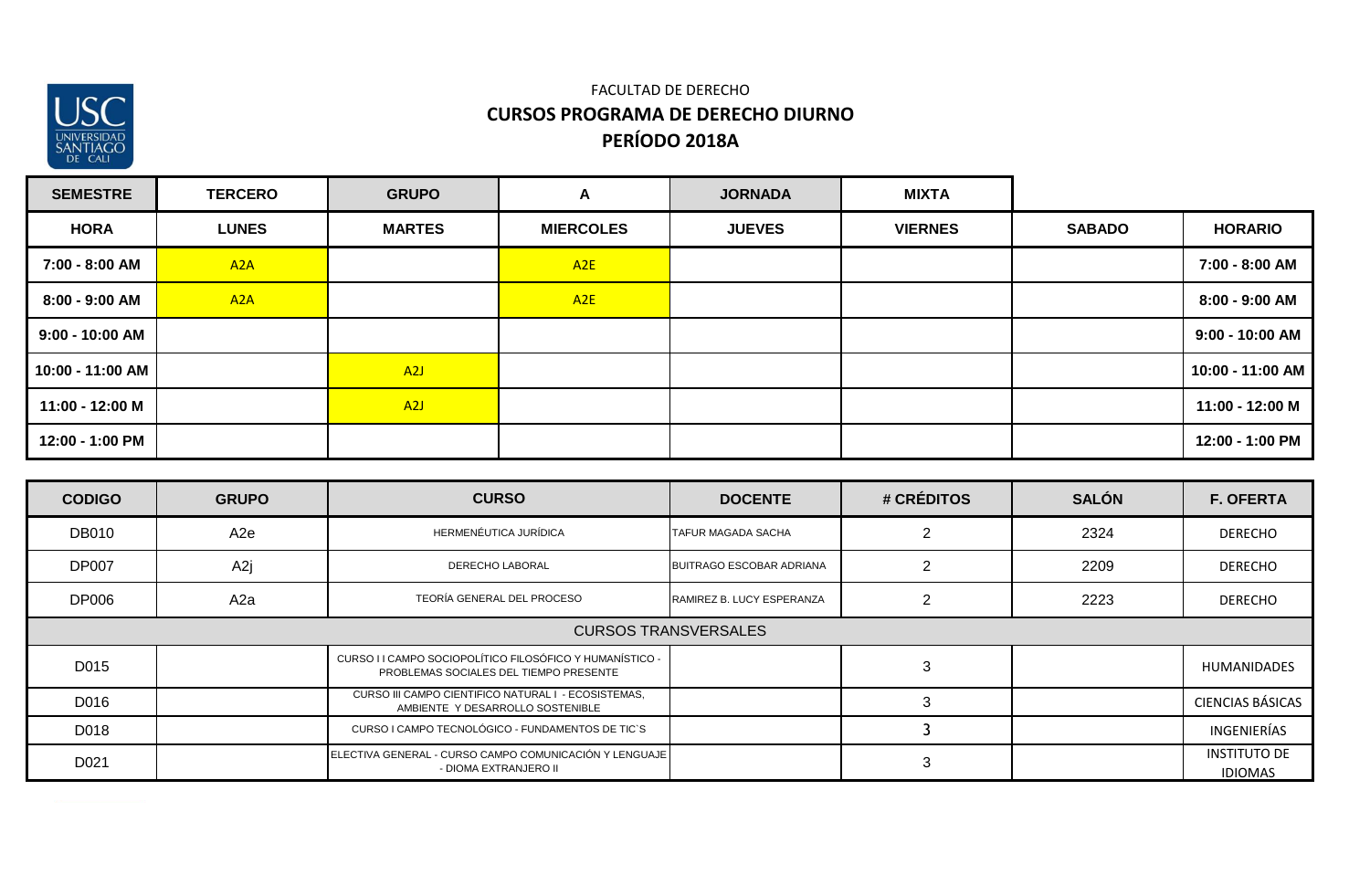FACULTAD DE DERECHO

## CURSOS PROGRAMA DE DERECHO DIURNO

## PERÍODO 2018A

| SEMESTRE | TERCERO | GRUPO | A | JORNADA | MIXTA | | |
|---|---|---|---|---|---|---|---|
| **HORA** | **LUNES** | **MARTES** | **MIERCOLES** | **JUEVES** | **VIERNES** | **SABADO** | **HORARIO** |
| 7:00 - 8:00 AM | A2A | | A2E | | | | 7:00 - 8:00 AM |
| 8:00 - 9:00 AM | A2A | | A2E | | | | 8:00 - 9:00 AM |
| 9:00 - 10:00 AM | | | | | | | 9:00 - 10:00 AM |
| 10:00 - 11:00 AM | | A2J | | | | | 10:00 - 11:00 AM |
| 11:00 - 12:00 M | | A2J | | | | | 11:00 - 12:00 M |
| 12:00 - 1:00 PM | | | | | | | 12:00 - 1:00 PM |

| CODIGO | GRUPO | CURSO | DOCENTE | # CRÉDITOS | SALÓN | F. OFERTA |
|---|---|---|---|---|---|---|
| DB010 | A2e | HERMENÉUTICA JURÍDICA | TAFUR MAGADA SACHA | 2 | 2324 | DERECHO |
| DP007 | A2j | DERECHO LABORAL | BUITRAGO ESCOBAR ADRIANA | 2 | 2209 | DERECHO |
| DP006 | A2a | TEORÍA GENERAL DEL PROCESO | RAMIREZ B. LUCY ESPERANZA | 2 | 2223 | DERECHO |
| CURSOS TRANSVERSALES | | | | | | |
| D015 | | CURSO I I CAMPO SOCIOPOLÍTICO FILOSÓFICO Y HUMANÍSTICO - PROBLEMAS SOCIALES DEL TIEMPO PRESENTE | | 3 | | HUMANIDADES |
| D016 | | CURSO III CAMPO CIENTIFICO NATURAL I - ECOSISTEMAS, AMBIENTE Y DESARROLLO SOSTENIBLE | | 3 | | CIENCIAS BÁSICAS |
| D018 | | CURSO I CAMPO TECNOLÓGICO - FUNDAMENTOS DE TIC`S | | 3 | | INGENIERÍAS |
| D021 | | ELECTIVA GENERAL - CURSO CAMPO COMUNICACIÓN Y LENGUAJE - DIOMA EXTRANJERO II | | 3 | | INSTITUTO DE IDIOMAS |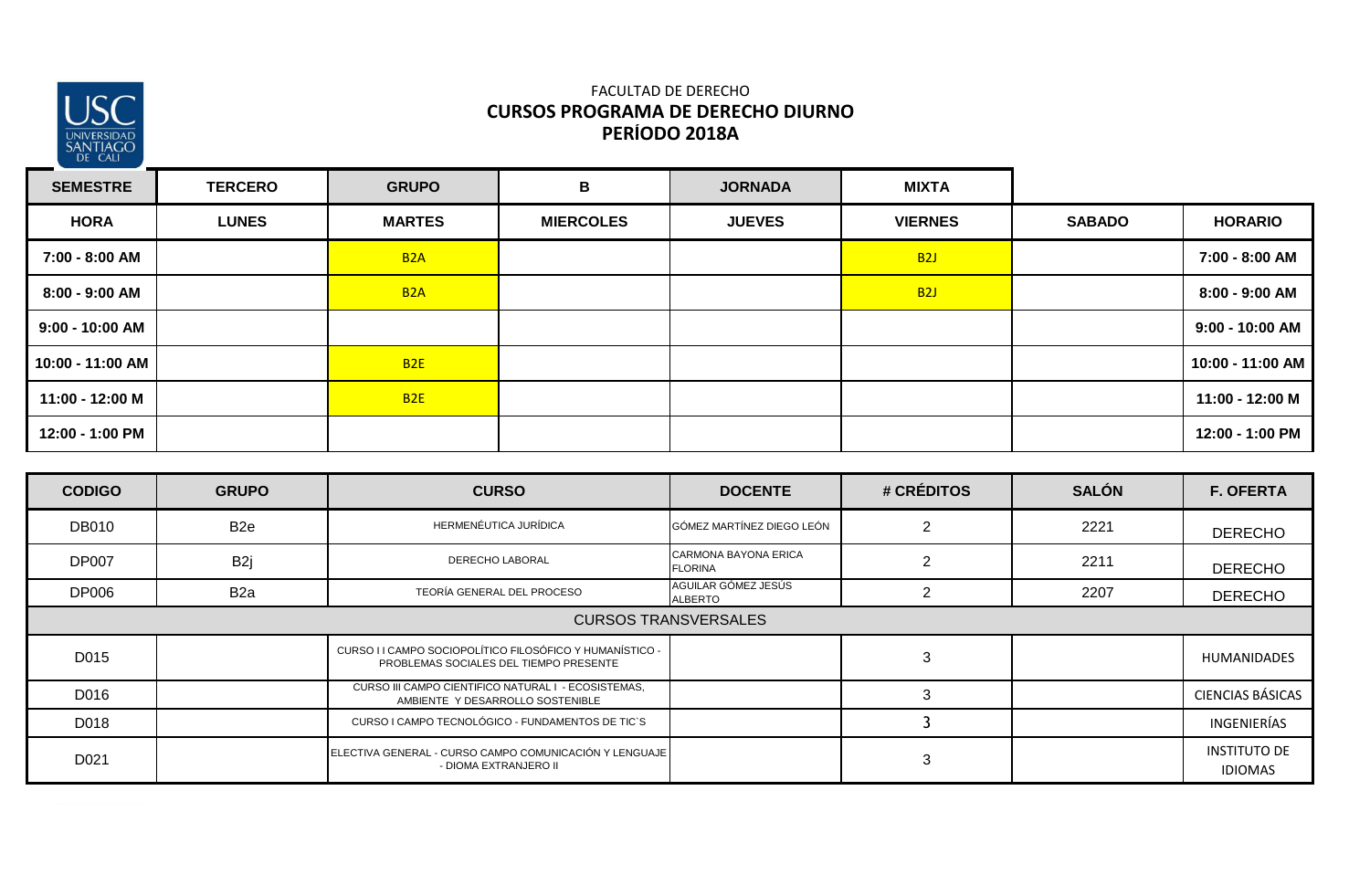FACULTAD DE DERECHO

**CURSOS PROGRAMA DE DERECHO DIURNO**

**PERÍODO 2018A**

| SEMESTRE | TERCERO | GRUPO | B | JORNADA | MIXTA | | |
|---|---|---|---|---|---|---|---|
| **HORA** | **LUNES** | **MARTES** | **MIERCOLES** | **JUEVES** | **VIERNES** | **SABADO** | **HORARIO** |
| 7:00 - 8:00 AM | | B2A | | | B2J | | 7:00 - 8:00 AM |
| 8:00 - 9:00 AM | | B2A | | | B2J | | 8:00 - 9:00 AM |
| 9:00 - 10:00 AM | | | | | | | 9:00 - 10:00 AM |
| 10:00 - 11:00 AM | | B2E | | | | | 10:00 - 11:00 AM |
| 11:00 - 12:00 M | | B2E | | | | | 11:00 - 12:00 M |
| 12:00 - 1:00 PM | | | | | | | 12:00 - 1:00 PM |

| CODIGO | GRUPO | CURSO | DOCENTE | # CRÉDITOS | SALÓN | F. OFERTA |
|---|---|---|---|---|---|---|
| DB010 | B2e | HERMENÉUTICA JURÍDICA | GÓMEZ MARTÍNEZ DIEGO LEÓN | 2 | 2221 | DERECHO |
| DP007 | B2j | DERECHO LABORAL | CARMONA BAYONA ERICA FLORINA | 2 | 2211 | DERECHO |
| DP006 | B2a | TEORÍA GENERAL DEL PROCESO | AGUILAR GÓMEZ JESÚS ALBERTO | 2 | 2207 | DERECHO |
| CURSOS TRANSVERSALES | | | | | | |
| D015 | | CURSO I I CAMPO SOCIOPOLÍTICO FILOSÓFICO Y HUMANÍSTICO - PROBLEMAS SOCIALES DEL TIEMPO PRESENTE | | 3 | | HUMANIDADES |
| D016 | | CURSO III CAMPO CIENTIFICO NATURAL I - ECOSISTEMAS, AMBIENTE Y DESARROLLO SOSTENIBLE | | 3 | | CIENCIAS BÁSICAS |
| D018 | | CURSO I CAMPO TECNOLÓGICO - FUNDAMENTOS DE TIC`S | | 3 | | INGENIERÍAS |
| D021 | | ELECTIVA GENERAL - CURSO CAMPO COMUNICACIÓN Y LENGUAJE - DIOMA EXTRANJERO II | | 3 | | INSTITUTO DE IDIOMAS |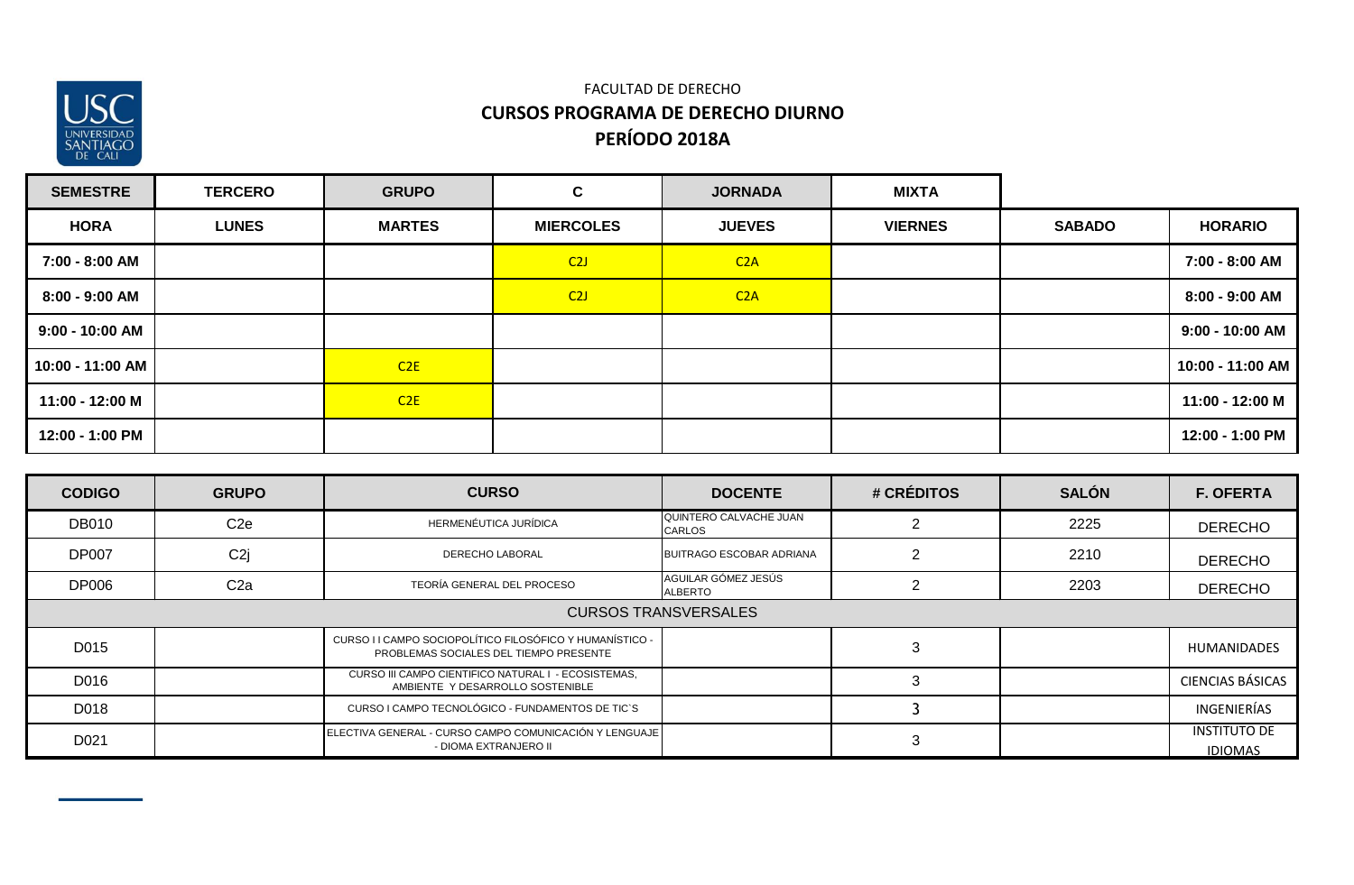FACULTAD DE DERECHO

**CURSOS PROGRAMA DE DERECHO DIURNO**

**PERÍODO 2018A**

| SEMESTRE | TERCERO | GRUPO | C | JORNADA | MIXTA | | |
|---|---|---|---|---|---|---|---|
| **HORA** | **LUNES** | **MARTES** | **MIERCOLES** | **JUEVES** | **VIERNES** | **SABADO** | **HORARIO** |
| 7:00 - 8:00 AM | | | C2J | C2A | | | 7:00 - 8:00 AM |
| 8:00 - 9:00 AM | | | C2J | C2A | | | 8:00 - 9:00 AM |
| 9:00 - 10:00 AM | | | | | | | 9:00 - 10:00 AM |
| 10:00 - 11:00 AM | | C2E | | | | | 10:00 - 11:00 AM |
| 11:00 - 12:00 M | | C2E | | | | | 11:00 - 12:00 M |
| 12:00 - 1:00 PM | | | | | | | 12:00 - 1:00 PM |

| CODIGO | GRUPO | CURSO | DOCENTE | # CRÉDITOS | SALÓN | F. OFERTA |
|---|---|---|---|---|---|---|
| DB010 | C2e | HERMENÉUTICA JURÍDICA | QUINTERO CALVACHE JUAN CARLOS | 2 | 2225 | DERECHO |
| DP007 | C2j | DERECHO LABORAL | BUITRAGO ESCOBAR ADRIANA | 2 | 2210 | DERECHO |
| DP006 | C2a | TEORÍA GENERAL DEL PROCESO | AGUILAR GÓMEZ JESÚS ALBERTO | 2 | 2203 | DERECHO |
| CURSOS TRANSVERSALES | | | | | | |
| D015 | | CURSO I I CAMPO SOCIOPOLÍTICO FILOSÓFICO Y HUMANÍSTICO - PROBLEMAS SOCIALES DEL TIEMPO PRESENTE | | 3 | | HUMANIDADES |
| D016 | | CURSO III CAMPO CIENTIFICO NATURAL I - ECOSISTEMAS, AMBIENTE Y DESARROLLO SOSTENIBLE | | 3 | | CIENCIAS BÁSICAS |
| D018 | | CURSO I CAMPO TECNOLÓGICO - FUNDAMENTOS DE TIC`S | | 3 | | INGENIERÍAS |
| D021 | | ELECTIVA GENERAL - CURSO CAMPO COMUNICACIÓN Y LENGUAJE - DIOMA EXTRANJERO II | | 3 | | INSTITUTO DE IDIOMAS |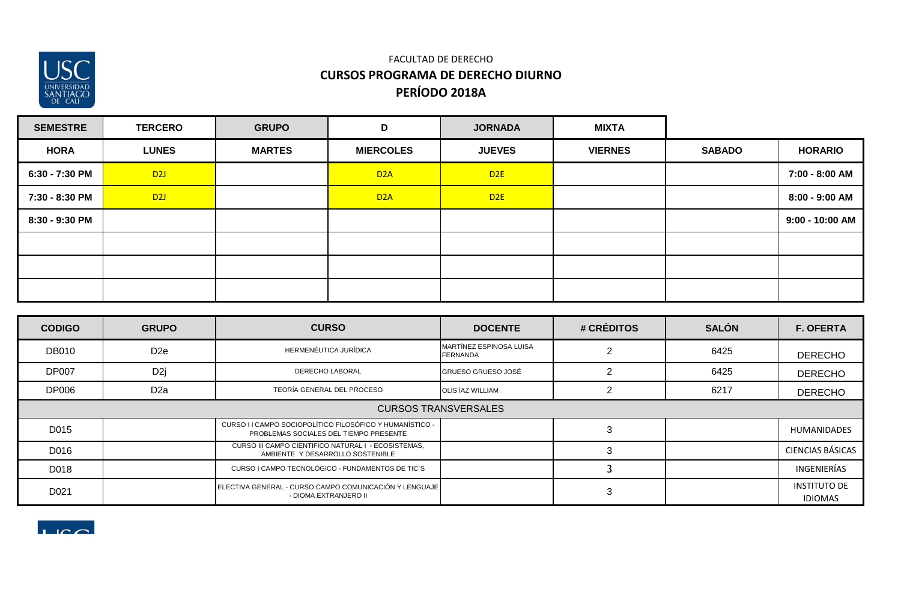FACULTAD DE DERECHO

## CURSOS PROGRAMA DE DERECHO DIURNO

## PERÍODO 2018A

| SEMESTRE | TERCERO | GRUPO | D | JORNADA | MIXTA | | |
|---|---|---|---|---|---|---|---|
| **HORA** | **LUNES** | **MARTES** | **MIERCOLES** | **JUEVES** | **VIERNES** | **SABADO** | **HORARIO** |
| 6:30 - 7:30 PM | D2J | | D2A | D2E | | | 7:00 - 8:00 AM |
| 7:30 - 8:30 PM | D2J | | D2A | D2E | | | 8:00 - 9:00 AM |
| 8:30 - 9:30 PM | | | | | | | 9:00 - 10:00 AM |
| | | | | | | | |
| | | | | | | | |
| | | | | | | | |

| CODIGO | GRUPO | CURSO | DOCENTE | # CRÉDITOS | SALÓN | F. OFERTA |
|---|---|---|---|---|---|---|
| DB010 | D2e | HERMENÉUTICA JURÍDICA | MARTÍNEZ ESPINOSA LUISA FERNANDA | 2 | 6425 | DERECHO |
| DP007 | D2j | DERECHO LABORAL | GRUESO GRUESO JOSÉ | 2 | 6425 | DERECHO |
| DP006 | D2a | TEORÍA GENERAL DEL PROCESO | OLIS ÍAZ WILLIAM | 2 | 6217 | DERECHO |
| CURSOS TRANSVERSALES | | | | | | |
| D015 | | CURSO I I CAMPO SOCIOPOLÍTICO FILOSÓFICO Y HUMANÍSTICO - PROBLEMAS SOCIALES DEL TIEMPO PRESENTE | | 3 | | HUMANIDADES |
| D016 | | CURSO III CAMPO CIENTIFICO NATURAL I - ECOSISTEMAS, AMBIENTE Y DESARROLLO SOSTENIBLE | | 3 | | CIENCIAS BÁSICAS |
| D018 | | CURSO I CAMPO TECNOLÓGICO - FUNDAMENTOS DE TIC`S | | 3 | | INGENIERÍAS |
| D021 | | ELECTIVA GENERAL - CURSO CAMPO COMUNICACIÓN Y LENGUAJE - DIOMA EXTRANJERO II | | 3 | | INSTITUTO DE IDIOMAS |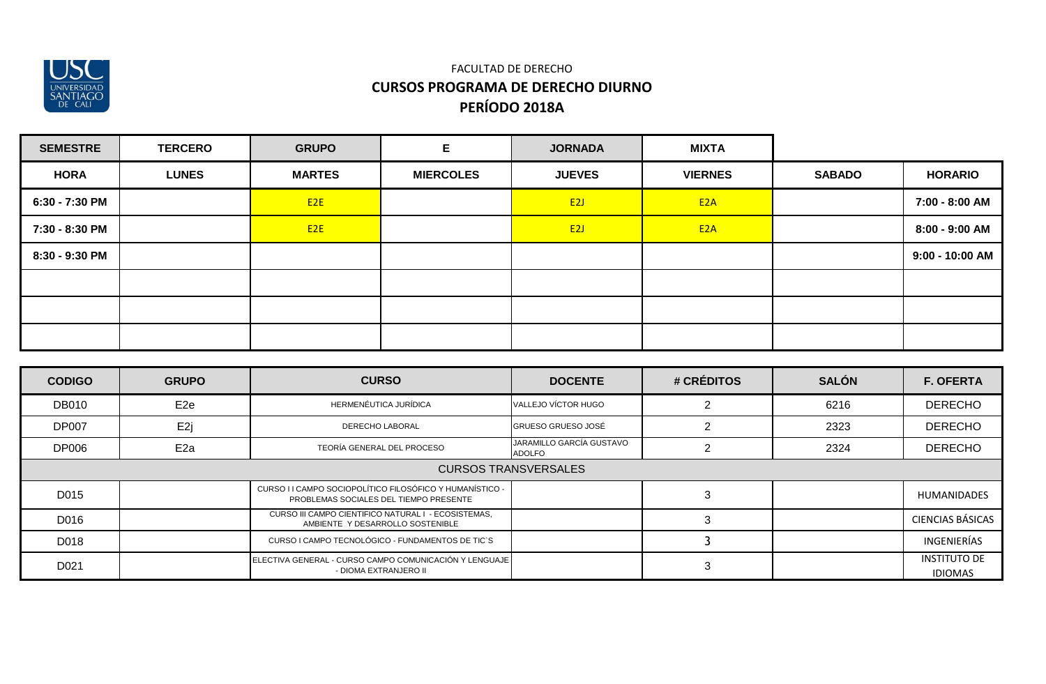FACULTAD DE DERECHO

**CURSOS PROGRAMA DE DERECHO DIURNO**

**PERÍODO 2018A**

| SEMESTRE | TERCERO | GRUPO | E | JORNADA | MIXTA | | |
|---|---|---|---|---|---|---|---|
| **HORA** | **LUNES** | **MARTES** | **MIERCOLES** | **JUEVES** | **VIERNES** | **SABADO** | **HORARIO** |
| 6:30 - 7:30 PM | | E2E | | E2J | E2A | | 7:00 - 8:00 AM |
| 7:30 - 8:30 PM | | E2E | | E2J | E2A | | 8:00 - 9:00 AM |
| 8:30 - 9:30 PM | | | | | | | 9:00 - 10:00 AM |
| | | | | | | | |
| | | | | | | | |
| | | | | | | | |

| CODIGO | GRUPO | CURSO | DOCENTE | # CRÉDITOS | SALÓN | F. OFERTA |
|---|---|---|---|---|---|---|
| DB010 | E2e | HERMENÉUTICA JURÍDICA | VALLEJO VÍCTOR HUGO | 2 | 6216 | DERECHO |
| DP007 | E2j | DERECHO LABORAL | GRUESO GRUESO JOSÉ | 2 | 2323 | DERECHO |
| DP006 | E2a | TEORÍA GENERAL DEL PROCESO | JARAMILLO GARCÍA GUSTAVO ADOLFO | 2 | 2324 | DERECHO |
| CURSOS TRANSVERSALES | | | | | | |
| D015 | | CURSO I I CAMPO SOCIOPOLÍTICO FILOSÓFICO Y HUMANÍSTICO - PROBLEMAS SOCIALES DEL TIEMPO PRESENTE | | 3 | | HUMANIDADES |
| D016 | | CURSO III CAMPO CIENTIFICO NATURAL I - ECOSISTEMAS, AMBIENTE Y DESARROLLO SOSTENIBLE | | 3 | | CIENCIAS BÁSICAS |
| D018 | | CURSO I CAMPO TECNOLÓGICO - FUNDAMENTOS DE TIC`S | | 3 | | INGENIERÍAS |
| D021 | | ELECTIVA GENERAL - CURSO CAMPO COMUNICACIÓN Y LENGUAJE - DIOMA EXTRANJERO II | | 3 | | INSTITUTO DE IDIOMAS |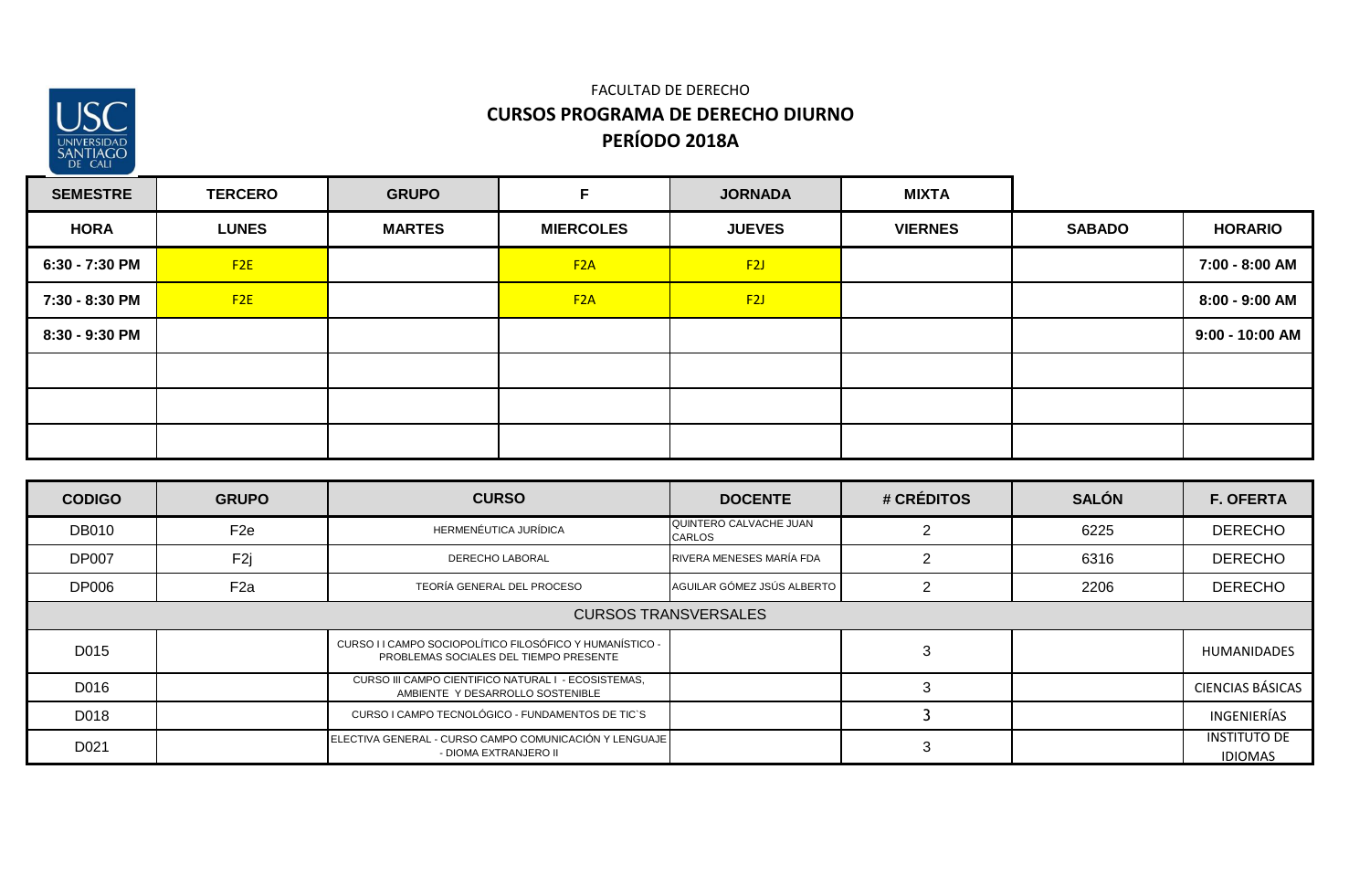FACULTAD DE DERECHO

**CURSOS PROGRAMA DE DERECHO DIURNO**

**PERÍODO 2018A**

| SEMESTRE | TERCERO | GRUPO | F | JORNADA | MIXTA | | |
|---|---|---|---|---|---|---|---|
| **HORA** | **LUNES** | **MARTES** | **MIERCOLES** | **JUEVES** | **VIERNES** | **SABADO** | **HORARIO** |
| 6:30 - 7:30 PM | F2E | | F2A | F2J | | | 7:00 - 8:00 AM |
| 7:30 - 8:30 PM | F2E | | F2A | F2J | | | 8:00 - 9:00 AM |
| 8:30 - 9:30 PM | | | | | | | 9:00 - 10:00 AM |
| | | | | | | | |
| | | | | | | | |
| | | | | | | | |

| CODIGO | GRUPO | CURSO | DOCENTE | # CRÉDITOS | SALÓN | F. OFERTA |
|---|---|---|---|---|---|---|
| DB010 | F2e | HERMENÉUTICA JURÍDICA | QUINTERO CALVACHE JUAN CARLOS | 2 | 6225 | DERECHO |
| DP007 | F2j | DERECHO LABORAL | RIVERA MENESES MARÍA FDA | 2 | 6316 | DERECHO |
| DP006 | F2a | TEORÍA GENERAL DEL PROCESO | AGUILAR GÓMEZ JSÚS ALBERTO | 2 | 2206 | DERECHO |
| CURSOS TRANSVERSALES | | | | | | |
| D015 | | CURSO I I CAMPO SOCIOPOLÍTICO FILOSÓFICO Y HUMANÍSTICO - PROBLEMAS SOCIALES DEL TIEMPO PRESENTE | | 3 | | HUMANIDADES |
| D016 | | CURSO III CAMPO CIENTIFICO NATURAL I - ECOSISTEMAS, AMBIENTE Y DESARROLLO SOSTENIBLE | | 3 | | CIENCIAS BÁSICAS |
| D018 | | CURSO I CAMPO TECNOLÓGICO - FUNDAMENTOS DE TIC`S | | 3 | | INGENIERÍAS |
| D021 | | ELECTIVA GENERAL - CURSO CAMPO COMUNICACIÓN Y LENGUAJE - DIOMA EXTRANJERO II | | 3 | | INSTITUTO DE IDIOMAS |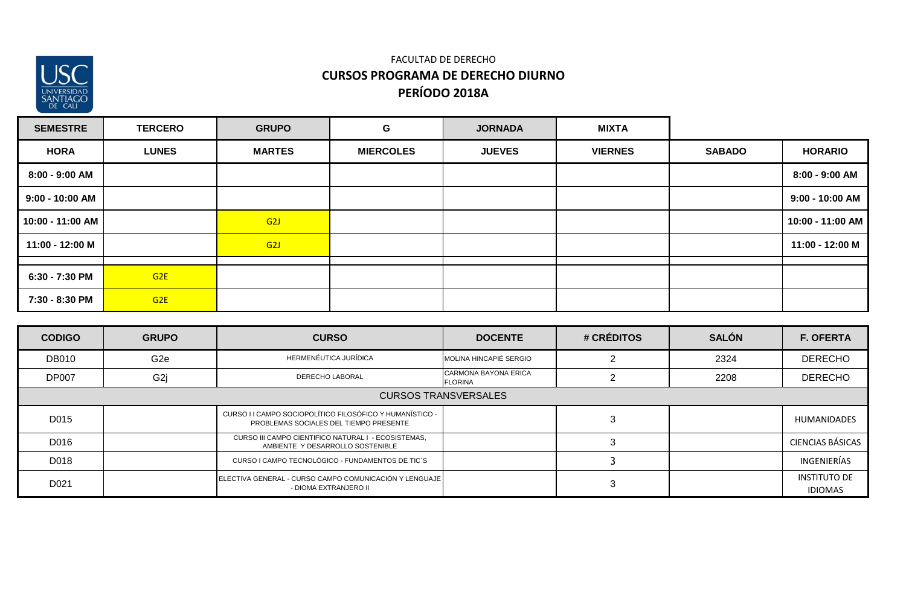FACULTAD DE DERECHO

**CURSOS PROGRAMA DE DERECHO DIURNO**

**PERÍODO 2018A**

| SEMESTRE | TERCERO | GRUPO | G | JORNADA | MIXTA | | |
|---|---|---|---|---|---|---|---|
| **HORA** | **LUNES** | **MARTES** | **MIERCOLES** | **JUEVES** | **VIERNES** | **SABADO** | **HORARIO** |
| 8:00 - 9:00 AM | | | | | | | 8:00 - 9:00 AM |
| 9:00 - 10:00 AM | | | | | | | 9:00 - 10:00 AM |
| 10:00 - 11:00 AM | | G2J | | | | | 10:00 - 11:00 AM |
| 11:00 - 12:00 M | | G2J | | | | | 11:00 - 12:00 M |
| 6:30 - 7:30 PM | G2E | | | | | | |
| 7:30 - 8:30 PM | G2E | | | | | | |

| CODIGO | GRUPO | CURSO | DOCENTE | # CRÉDITOS | SALÓN | F. OFERTA |
|---|---|---|---|---|---|---|
| DB010 | G2e | HERMENÉUTICA JURÍDICA | MOLINA HINCAPIÉ SERGIO | 2 | 2324 | DERECHO |
| DP007 | G2j | DERECHO LABORAL | CARMONA BAYONA ERICA FLORINA | 2 | 2208 | DERECHO |
| CURSOS TRANSVERSALES | | | | | | |
| D015 | | CURSO I I CAMPO SOCIOPOLÍTICO FILOSÓFICO Y HUMANÍSTICO - PROBLEMAS SOCIALES DEL TIEMPO PRESENTE | | 3 | | HUMANIDADES |
| D016 | | CURSO III CAMPO CIENTIFICO NATURAL I - ECOSISTEMAS, AMBIENTE Y DESARROLLO SOSTENIBLE | | 3 | | CIENCIAS BÁSICAS |
| D018 | | CURSO I CAMPO TECNOLÓGICO - FUNDAMENTOS DE TIC`S | | 3 | | INGENIERÍAS |
| D021 | | ELECTIVA GENERAL - CURSO CAMPO COMUNICACIÓN Y LENGUAJE - DIOMA EXTRANJERO II | | 3 | | INSTITUTO DE IDIOMAS |